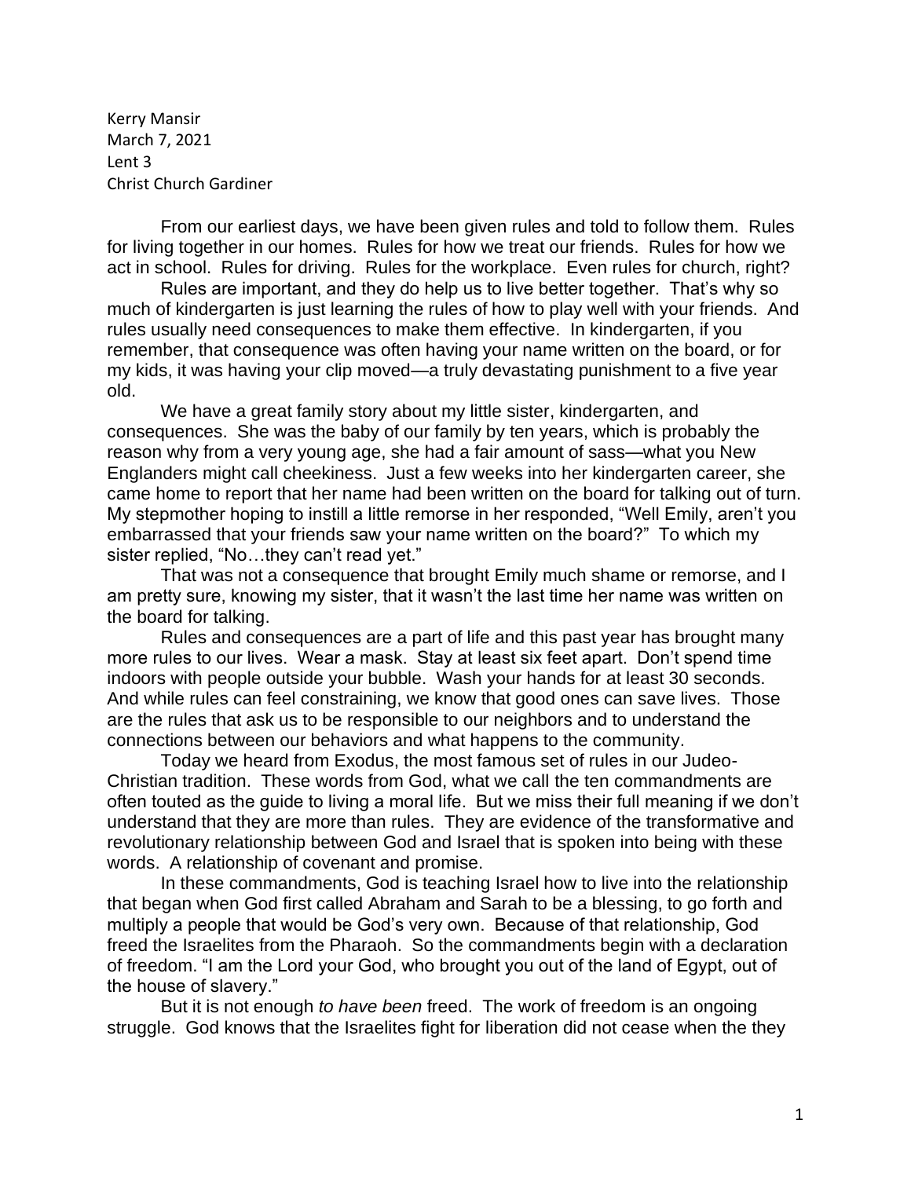Kerry Mansir
March 7, 2021
Lent 3
Christ Church Gardiner

From our earliest days, we have been given rules and told to follow them. Rules for living together in our homes. Rules for how we treat our friends. Rules for how we act in school. Rules for driving. Rules for the workplace. Even rules for church, right?

Rules are important, and they do help us to live better together. That's why so much of kindergarten is just learning the rules of how to play well with your friends. And rules usually need consequences to make them effective. In kindergarten, if you remember, that consequence was often having your name written on the board, or for my kids, it was having your clip moved—a truly devastating punishment to a five year old.

We have a great family story about my little sister, kindergarten, and consequences. She was the baby of our family by ten years, which is probably the reason why from a very young age, she had a fair amount of sass—what you New Englanders might call cheekiness. Just a few weeks into her kindergarten career, she came home to report that her name had been written on the board for talking out of turn. My stepmother hoping to instill a little remorse in her responded, "Well Emily, aren't you embarrassed that your friends saw your name written on the board?" To which my sister replied, "No…they can't read yet."

That was not a consequence that brought Emily much shame or remorse, and I am pretty sure, knowing my sister, that it wasn't the last time her name was written on the board for talking.

Rules and consequences are a part of life and this past year has brought many more rules to our lives. Wear a mask. Stay at least six feet apart. Don't spend time indoors with people outside your bubble. Wash your hands for at least 30 seconds. And while rules can feel constraining, we know that good ones can save lives. Those are the rules that ask us to be responsible to our neighbors and to understand the connections between our behaviors and what happens to the community.

Today we heard from Exodus, the most famous set of rules in our Judeo-Christian tradition. These words from God, what we call the ten commandments are often touted as the guide to living a moral life. But we miss their full meaning if we don't understand that they are more than rules. They are evidence of the transformative and revolutionary relationship between God and Israel that is spoken into being with these words. A relationship of covenant and promise.

In these commandments, God is teaching Israel how to live into the relationship that began when God first called Abraham and Sarah to be a blessing, to go forth and multiply a people that would be God's very own. Because of that relationship, God freed the Israelites from the Pharaoh. So the commandments begin with a declaration of freedom. "I am the Lord your God, who brought you out of the land of Egypt, out of the house of slavery."

But it is not enough *to have been* freed. The work of freedom is an ongoing struggle. God knows that the Israelites fight for liberation did not cease when the they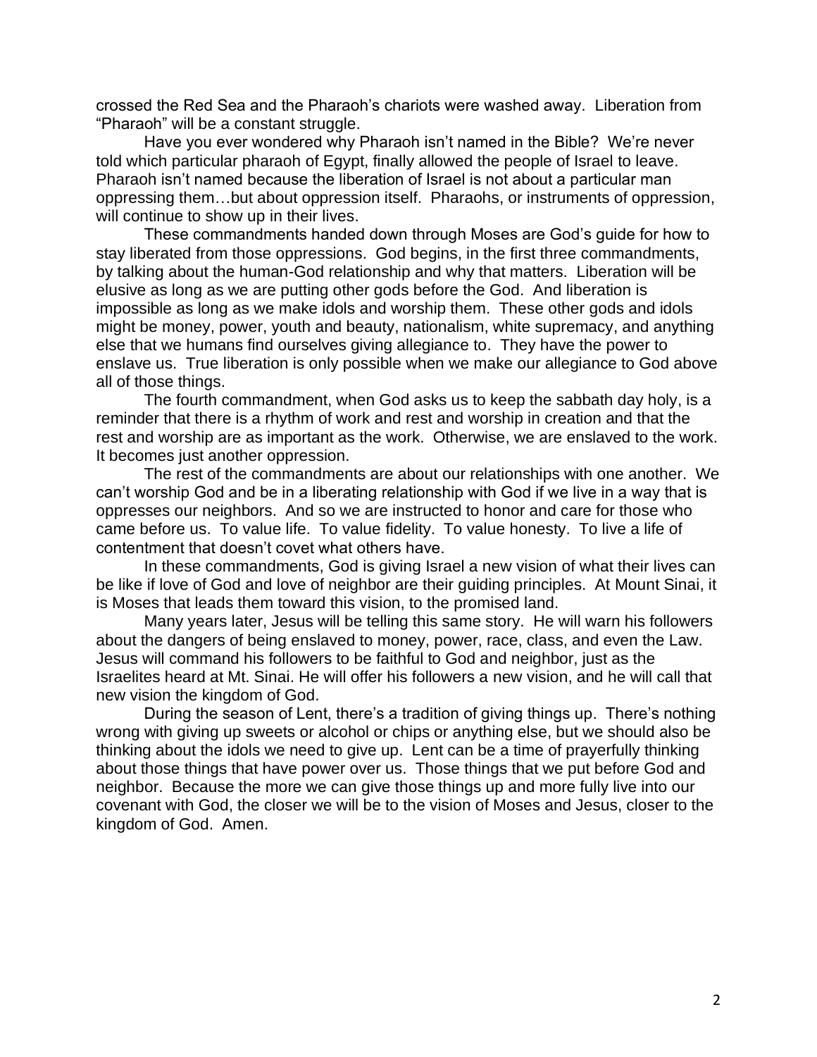crossed the Red Sea and the Pharaoh's chariots were washed away. Liberation from "Pharaoh" will be a constant struggle.

Have you ever wondered why Pharaoh isn't named in the Bible? We're never told which particular pharaoh of Egypt, finally allowed the people of Israel to leave. Pharaoh isn't named because the liberation of Israel is not about a particular man oppressing them…but about oppression itself. Pharaohs, or instruments of oppression, will continue to show up in their lives.

These commandments handed down through Moses are God's guide for how to stay liberated from those oppressions. God begins, in the first three commandments, by talking about the human-God relationship and why that matters. Liberation will be elusive as long as we are putting other gods before the God. And liberation is impossible as long as we make idols and worship them. These other gods and idols might be money, power, youth and beauty, nationalism, white supremacy, and anything else that we humans find ourselves giving allegiance to. They have the power to enslave us. True liberation is only possible when we make our allegiance to God above all of those things.

The fourth commandment, when God asks us to keep the sabbath day holy, is a reminder that there is a rhythm of work and rest and worship in creation and that the rest and worship are as important as the work. Otherwise, we are enslaved to the work. It becomes just another oppression.

The rest of the commandments are about our relationships with one another. We can't worship God and be in a liberating relationship with God if we live in a way that is oppresses our neighbors. And so we are instructed to honor and care for those who came before us. To value life. To value fidelity. To value honesty. To live a life of contentment that doesn't covet what others have.

In these commandments, God is giving Israel a new vision of what their lives can be like if love of God and love of neighbor are their guiding principles. At Mount Sinai, it is Moses that leads them toward this vision, to the promised land.

Many years later, Jesus will be telling this same story. He will warn his followers about the dangers of being enslaved to money, power, race, class, and even the Law. Jesus will command his followers to be faithful to God and neighbor, just as the Israelites heard at Mt. Sinai. He will offer his followers a new vision, and he will call that new vision the kingdom of God.

During the season of Lent, there's a tradition of giving things up. There's nothing wrong with giving up sweets or alcohol or chips or anything else, but we should also be thinking about the idols we need to give up. Lent can be a time of prayerfully thinking about those things that have power over us. Those things that we put before God and neighbor. Because the more we can give those things up and more fully live into our covenant with God, the closer we will be to the vision of Moses and Jesus, closer to the kingdom of God. Amen.